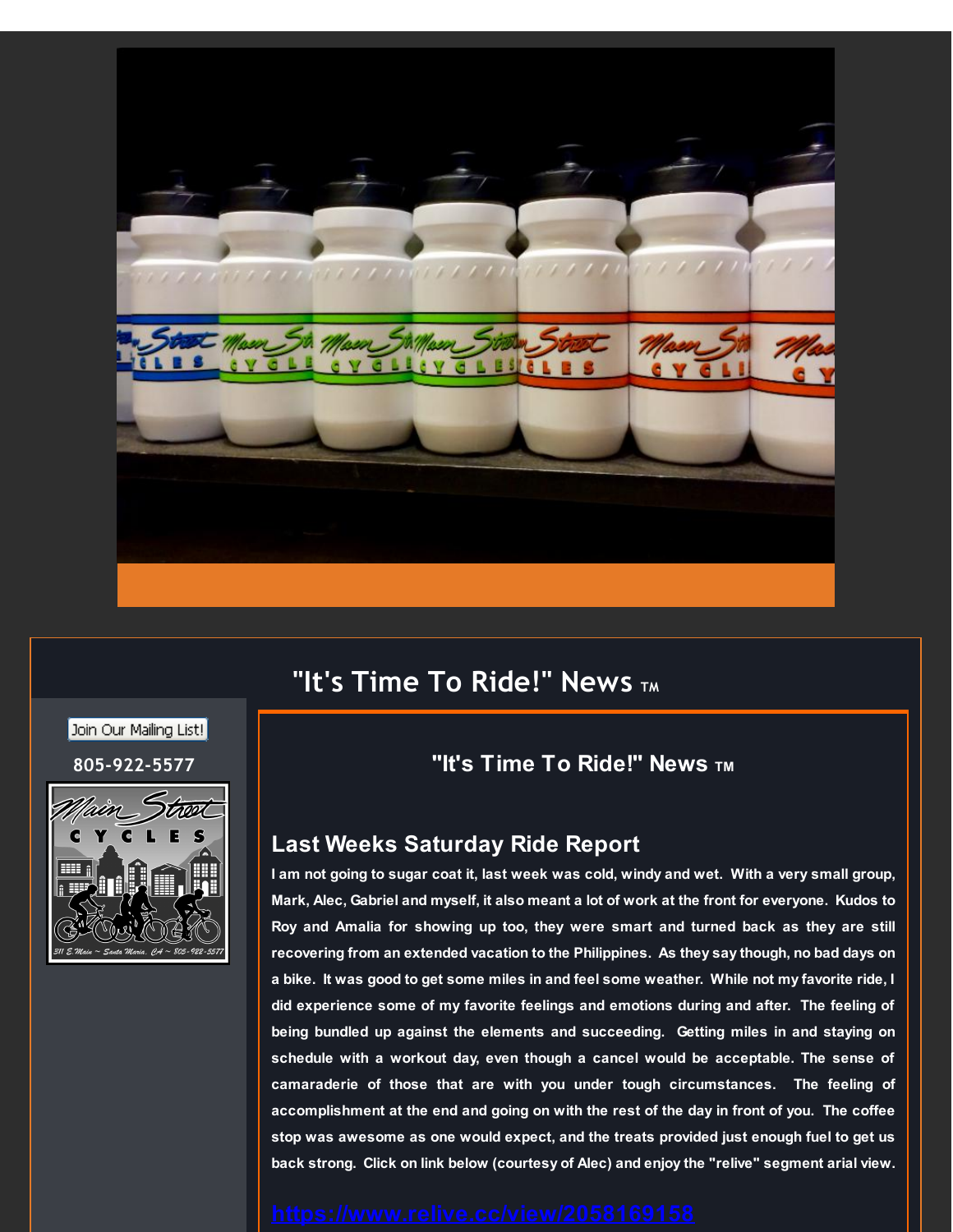# "It's Time To Ride!" News ™

Join Our Mailing List!

805-922-5577

## "It's Time To Ride!" News ™

## Last Weeks Saturday Ride Report

**I am not going to sugar coat it, last week was cold, windy and wet. With a very small group, Mark, Alec, Gabriel and myself, it also meant a lot of work at the front for everyone. Kudos to Roy and Amalia for showing up too, they were smart and turned back as they are still recovering from an extended vacation to the Philippines. As they say though, no bad days on a bike. It was good to get some miles in and feel some weather. While not my favorite ride, I did experience some of my favorite feelings and emotions during and after. The feeling of being bundled up against the elements and succeeding. Getting miles in and staying on schedule with a workout day, even though a cancel would be acceptable. The sense of camaraderie of those that are with you under tough circumstances. The feeling of accomplishment at the end and going on with the rest of the day in front of you. The coffee stop was awesome as one would expect, and the treats provided just enough fuel to get us back strong. Click on link below (courtesy of Alec) and enjoy the "relive" segment arial view.**

**https://www.relive.cc/view/2058169158**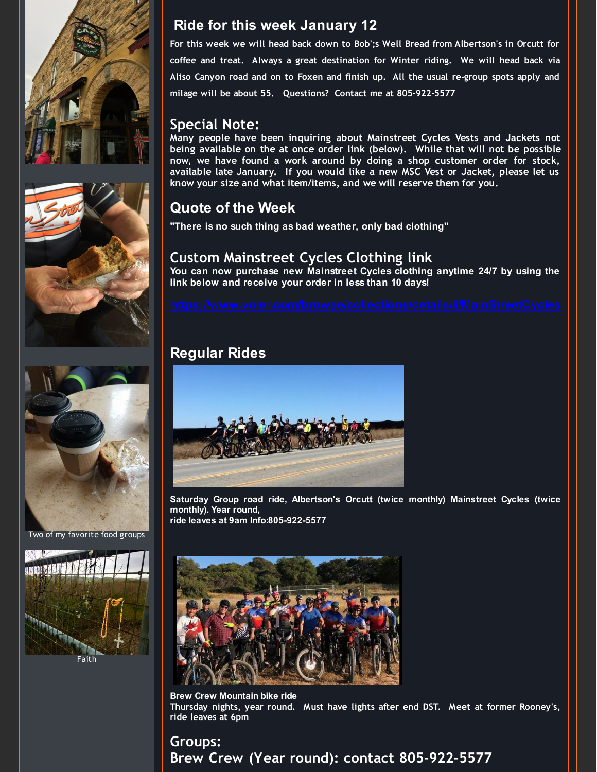## Ride for this week January 12

For this week we will head back down to Bob';s Well Bread from Albertson's in Orcutt for coffee and treat. Always a great destination for Winter riding. We will head back via Aliso Canyon road and on to Foxen and finish up. All the usual re-group spots apply and milage will be about 55. Questions? Contact me at 805-922-5577

## Special Note:

**Many people have been inquiring about Mainstreet Cycles Vests and Jackets not being available on the at once order link (below). While that will not be possible now, we have found a work around by doing a shop customer order for stock, available late January. If you would like a new MSC Vest or Jacket, please let us know your size and what item/items, and we will reserve them for you.**

## Quote of the Week

**"There is no such thing as bad weather, only bad clothing"**

## Custom Mainstreet Cycles Clothing link

**You can now purchase new Mainstreet Cycles clothing anytime 24/7 by using the link below and receive your order in less than 10 days!**

https://www.voler.com/browse/collections/details/li/MainStreetCycles

## Regular Rides

**Saturday Group road ride, Albertson's Orcutt (twice monthly) Mainstreet Cycles (twice monthly). Year round,
ride leaves at 9am Info:805-922-5577**

**Brew Crew Mountain bike ride**
**Thursday nights, year round. Must have lights after end DST. Meet at former Rooney's, ride leaves at 6pm**

Two of my favorite food groups

Faith

## Groups:
## Brew Crew (Year round): contact 805-922-5577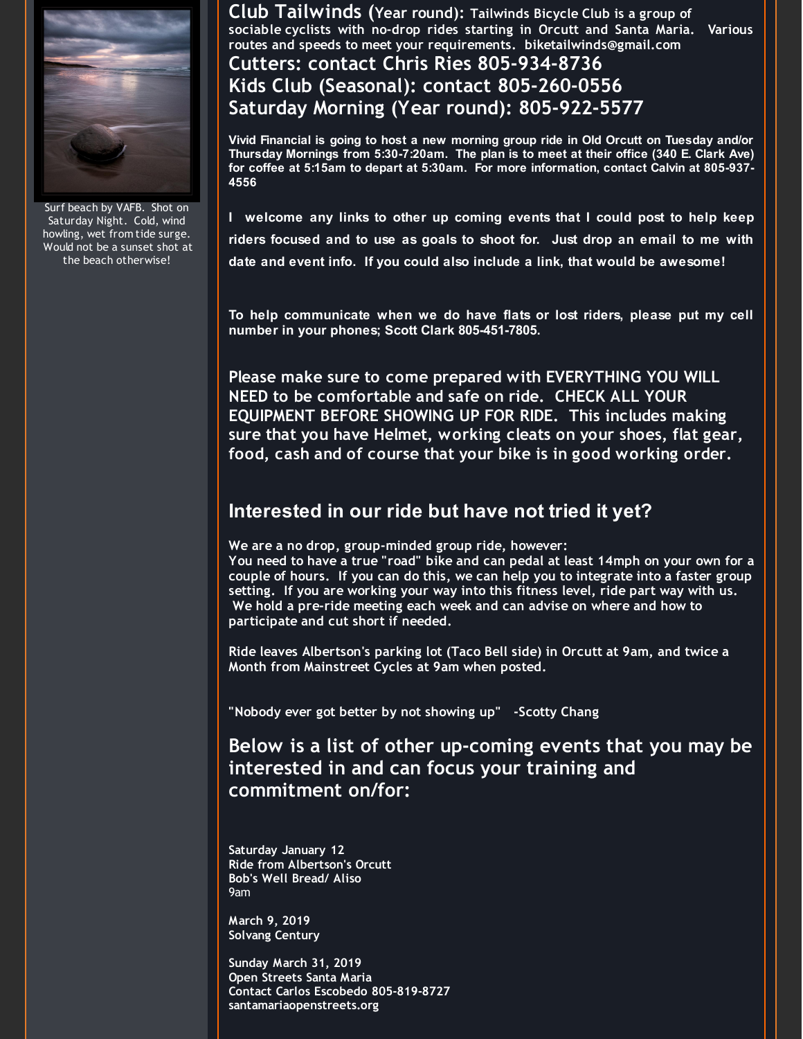Surf beach by VAFB. Shot on Saturday Night. Cold, wind howling, wet from tide surge. Would not be a sunset shot at the beach otherwise!

**Club Tailwinds (Year round): Tailwinds Bicycle Club is a group of sociable cyclists with no-drop rides starting in Orcutt and Santa Maria. Various routes and speeds to meet your requirements. biketailwinds@gmail.com**

**Cutters: contact Chris Ries 805-934-8736**

**Kids Club (Seasonal): contact 805-260-0556**

**Saturday Morning (Year round): 805-922-5577**

**Vivid Financial is going to host a new morning group ride in Old Orcutt on Tuesday and/or Thursday Mornings from 5:30-7:20am. The plan is to meet at their office (340 E. Clark Ave) for coffee at 5:15am to depart at 5:30am. For more information, contact Calvin at 805-937-4556**

**I welcome any links to other up coming events that I could post to help keep riders focused and to use as goals to shoot for. Just drop an email to me with date and event info. If you could also include a link, that would be awesome!**

**To help communicate when we do have flats or lost riders, please put my cell number in your phones; Scott Clark 805-451-7805.**

**Please make sure to come prepared with EVERYTHING YOU WILL NEED to be comfortable and safe on ride. CHECK ALL YOUR EQUIPMENT BEFORE SHOWING UP FOR RIDE. This includes making sure that you have Helmet, working cleats on your shoes, flat gear, food, cash and of course that your bike is in good working order.**

## Interested in our ride but have not tried it yet?

**We are a no drop, group-minded group ride, however:**
**You need to have a true "road" bike and can pedal at least 14mph on your own for a couple of hours. If you can do this, we can help you to integrate into a faster group setting. If you are working your way into this fitness level, ride part way with us. We hold a pre-ride meeting each week and can advise on where and how to participate and cut short if needed.**

**Ride leaves Albertson's parking lot (Taco Bell side) in Orcutt at 9am, and twice a Month from Mainstreet Cycles at 9am when posted.**

**"Nobody ever got better by not showing up" -Scotty Chang**

**Below is a list of other up-coming events that you may be interested in and can focus your training and commitment on/for:**

**Saturday January 12**
**Ride from Albertson's Orcutt**
**Bob's Well Bread/ Aliso**
9am

**March 9, 2019**
**Solvang Century**

**Sunday March 31, 2019**
**Open Streets Santa Maria**
**Contact Carlos Escobedo 805-819-8727**
**santamariaopenstreets.org**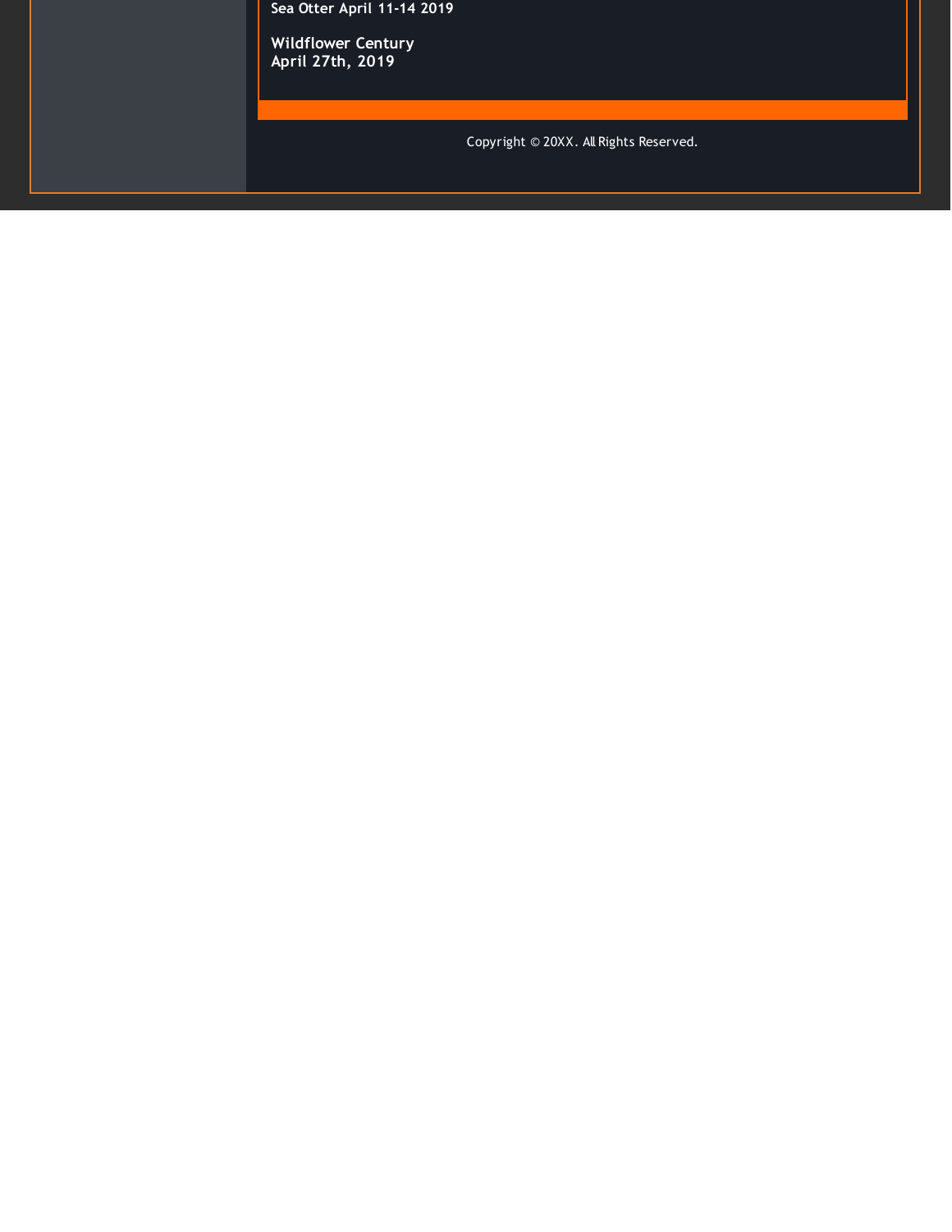**Sea Otter April 11-14 2019**

**Wildflower Century**
**April 27th, 2019**

Copyright © 20XX. All Rights Reserved.